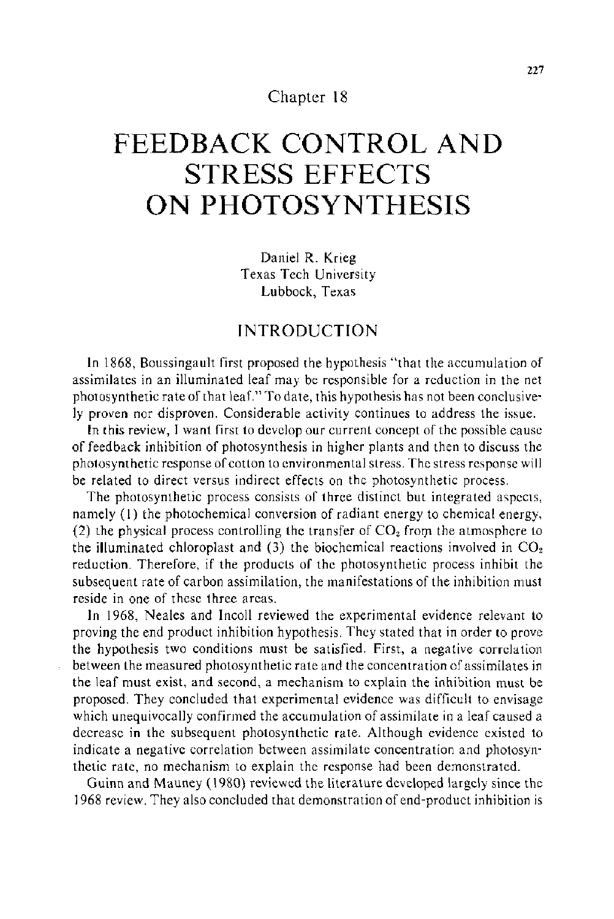Chapter 18

# FEEDBACK CONTROL AND STRESS EFFECTS ON PHOTOSYNTHESIS

Daniel R. Krieg
Texas Tech University
Lubbock, Texas

## INTRODUCTION

In 1868, Boussingault first proposed the hypothesis "that the accumulation of assimilates in an illuminated leaf may be responsible for a reduction in the net photosynthetic rate of that leaf." To date, this hypothesis has not been conclusively proven nor disproven. Considerable activity continues to address the issue.

In this review, I want first to develop our current concept of the possible cause of feedback inhibition of photosynthesis in higher plants and then to discuss the photosynthetic response of cotton to environmental stress. The stress response will be related to direct versus indirect effects on the photosynthetic process.

The photosynthetic process consists of three distinct but integrated aspects, namely (1) the photochemical conversion of radiant energy to chemical energy, (2) the physical process controlling the transfer of $CO_2$ from the atmosphere to the illuminated chloroplast and (3) the biochemical reactions involved in $CO_2$ reduction. Therefore, if the products of the photosynthetic process inhibit the subsequent rate of carbon assimilation, the manifestations of the inhibition must reside in one of these three areas.

In 1968, Neales and Incoll reviewed the experimental evidence relevant to proving the end product inhibition hypothesis. They stated that in order to prove the hypothesis two conditions must be satisfied. First, a negative correlation between the measured photosynthetic rate and the concentration of assimilates in the leaf must exist, and second, a mechanism to explain the inhibition must be proposed. They concluded that experimental evidence was difficult to envisage which unequivocally confirmed the accumulation of assimilate in a leaf caused a decrease in the subsequent photosynthetic rate. Although evidence existed to indicate a negative correlation between assimilate concentration and photosynthetic rate, no mechanism to explain the response had been demonstrated.

Guinn and Mauney (1980) reviewed the literature developed largely since the 1968 review. They also concluded that demonstration of end-product inhibition is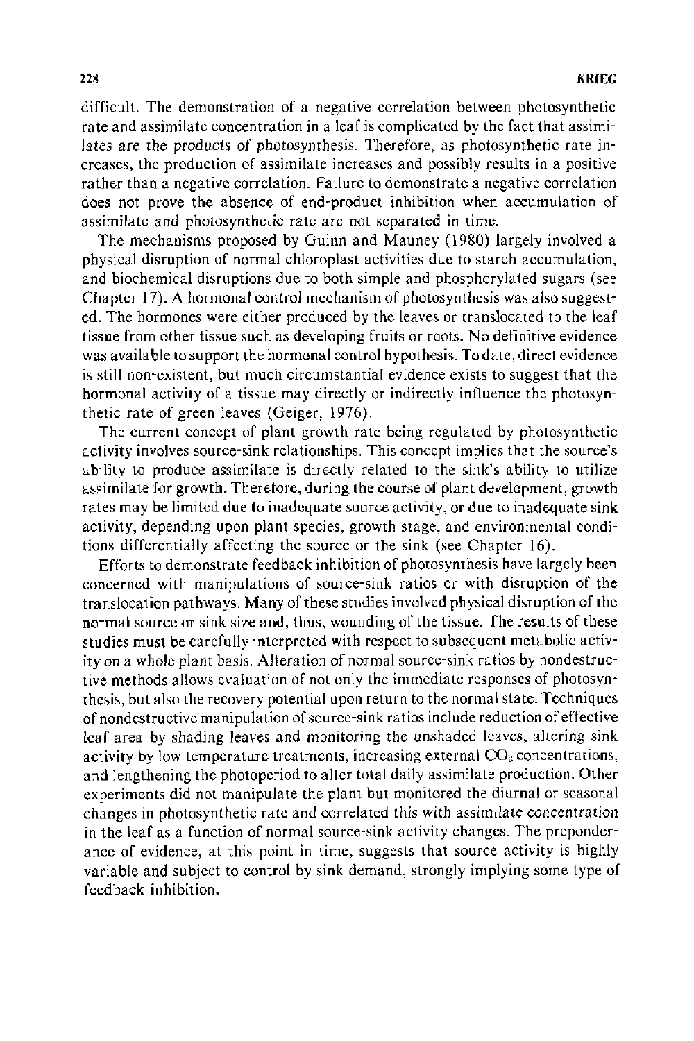difficult. The demonstration of a negative correlation between photosynthetic rate and assimilate concentration in a leaf is complicated by the fact that assimilates are the products of photosynthesis. Therefore, as photosynthetic rate increases, the production of assimilate increases and possibly results in a positive rather than a negative correlation. Failure to demonstrate a negative correlation does not prove the absence of end-product inhibition when accumulation of assimilate and photosynthetic rate are not separated in time.

The mechanisms proposed by Guinn and Mauney (1980) largely involved a physical disruption of normal chloroplast activities due to starch accumulation, and biochemical disruptions due to both simple and phosphorylated sugars (see Chapter 17). A hormonal control mechanism of photosynthesis was also suggested. The hormones were either produced by the leaves or translocated to the leaf tissue from other tissue such as developing fruits or roots. No definitive evidence was available to support the hormonal control hypothesis. To date, direct evidence is still non-existent, but much circumstantial evidence exists to suggest that the hormonal activity of a tissue may directly or indirectly influence the photosynthetic rate of green leaves (Geiger, 1976).

The current concept of plant growth rate being regulated by photosynthetic activity involves source-sink relationships. This concept implies that the source's ability to produce assimilate is directly related to the sink's ability to utilize assimilate for growth. Therefore, during the course of plant development, growth rates may be limited due to inadequate source activity, or due to inadequate sink activity, depending upon plant species, growth stage, and environmental conditions differentially affecting the source or the sink (see Chapter 16).

Efforts to demonstrate feedback inhibition of photosynthesis have largely been concerned with manipulations of source-sink ratios or with disruption of the translocation pathways. Many of these studies involved physical disruption of the normal source or sink size and, thus, wounding of the tissue. The results of these studies must be carefully interpreted with respect to subsequent metabolic activity on a whole plant basis. Alteration of normal source-sink ratios by nondestructive methods allows evaluation of not only the immediate responses of photosynthesis, but also the recovery potential upon return to the normal state. Techniques of nondestructive manipulation of source-sink ratios include reduction of effective leaf area by shading leaves and monitoring the unshaded leaves, altering sink activity by low temperature treatments, increasing external $CO_2$ concentrations, and lengthening the photoperiod to alter total daily assimilate production. Other experiments did not manipulate the plant but monitored the diurnal or seasonal changes in photosynthetic rate and correlated this with assimilate concentration in the leaf as a function of normal source-sink activity changes. The preponderance of evidence, at this point in time, suggests that source activity is highly variable and subject to control by sink demand, strongly implying some type of feedback inhibition.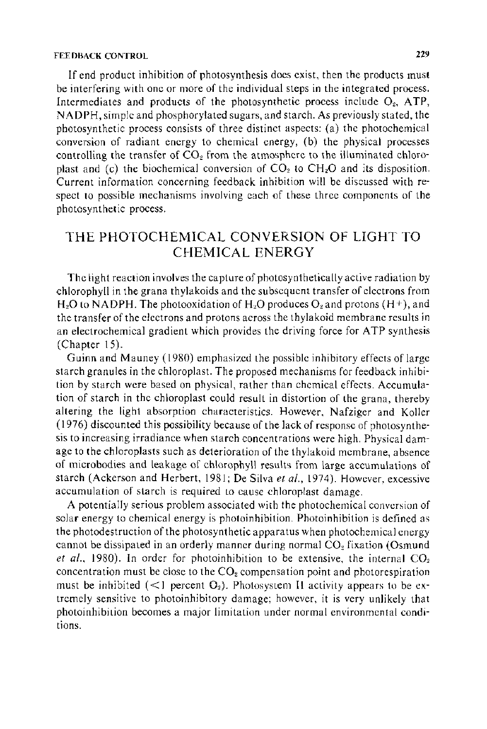If end product inhibition of photosynthesis does exist, then the products must be interfering with one or more of the individual steps in the integrated process. Intermediates and products of the photosynthetic process include $O_2$, ATP, NADPH, simple and phosphorylated sugars, and starch. As previously stated, the photosynthetic process consists of three distinct aspects: (a) the photochemical conversion of radiant energy to chemical energy, (b) the physical processes controlling the transfer of $CO_2$ from the atmosphere to the illuminated chloroplast and (c) the biochemical conversion of $CO_2$ to $CH_2O$ and its disposition. Current information concerning feedback inhibition will be discussed with respect to possible mechanisms involving each of these three components of the photosynthetic process.

## THE PHOTOCHEMICAL CONVERSION OF LIGHT TO CHEMICAL ENERGY

The light reaction involves the capture of photosynthetically active radiation by chlorophyll in the grana thylakoids and the subsequent transfer of electrons from $H_2O$ to NADPH. The photooxidation of $H_2O$ produces $O_2$ and protons ($H^+$), and the transfer of the electrons and protons across the thylakoid membrane results in an electrochemical gradient which provides the driving force for ATP synthesis (Chapter 15).

Guinn and Mauney (1980) emphasized the possible inhibitory effects of large starch granules in the chloroplast. The proposed mechanisms for feedback inhibition by starch were based on physical, rather than chemical effects. Accumulation of starch in the chloroplast could result in distortion of the grana, thereby altering the light absorption characteristics. However, Nafziger and Koller (1976) discounted this possibility because of the lack of response of photosynthesis to increasing irradiance when starch concentrations were high. Physical damage to the chloroplasts such as deterioration of the thylakoid membrane, absence of microbodies and leakage of chlorophyll results from large accumulations of starch (Ackerson and Herbert, 1981; De Silva *et al.*, 1974). However, excessive accumulation of starch is required to cause chloroplast damage.

A potentially serious problem associated with the photochemical conversion of solar energy to chemical energy is photoinhibition. Photoinhibition is defined as the photodestruction of the photosynthetic apparatus when photochemical energy cannot be dissipated in an orderly manner during normal $CO_2$ fixation (Osmund *et al.*, 1980). In order for photoinhibition to be extensive, the internal $CO_2$ concentration must be close to the $CO_2$ compensation point and photorespiration must be inhibited ($<1$ percent $O_2$). Photosystem II activity appears to be extremely sensitive to photoinhibitory damage; however, it is very unlikely that photoinhibition becomes a major limitation under normal environmental conditions.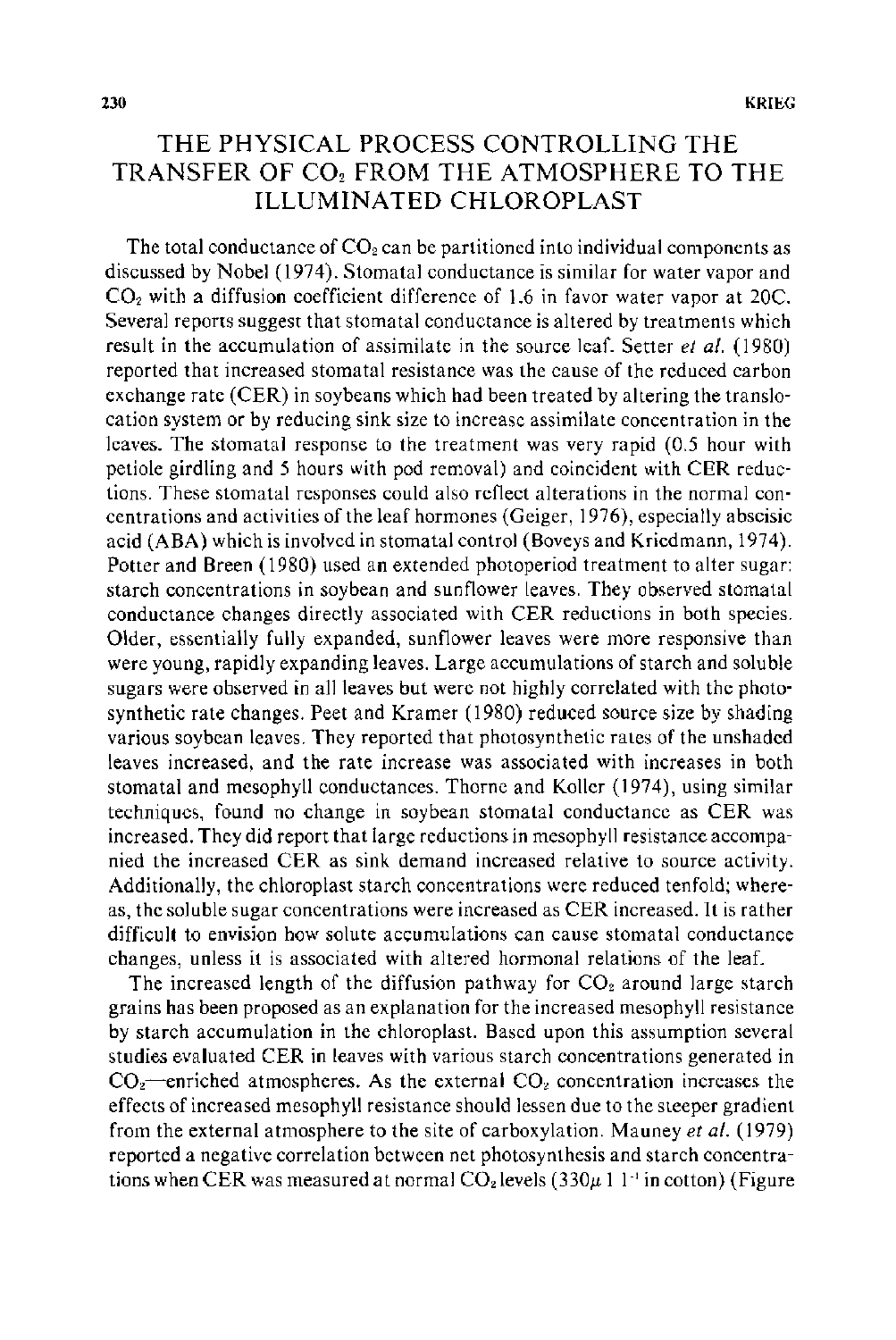## THE PHYSICAL PROCESS CONTROLLING THE TRANSFER OF $CO_2$ FROM THE ATMOSPHERE TO THE ILLUMINATED CHLOROPLAST

The total conductance of $CO_2$ can be partitioned into individual components as discussed by Nobel (1974). Stomatal conductance is similar for water vapor and $CO_2$ with a diffusion coefficient difference of 1.6 in favor water vapor at 20C. Several reports suggest that stomatal conductance is altered by treatments which result in the accumulation of assimilate in the source leaf. Setter *et al.* (1980) reported that increased stomatal resistance was the cause of the reduced carbon exchange rate (CER) in soybeans which had been treated by altering the translocation system or by reducing sink size to increase assimilate concentration in the leaves. The stomatal response to the treatment was very rapid (0.5 hour with petiole girdling and 5 hours with pod removal) and coincident with CER reductions. These stomatal responses could also reflect alterations in the normal concentrations and activities of the leaf hormones (Geiger, 1976), especially abscisic acid (ABA) which is involved in stomatal control (Boveys and Kriedmann, 1974). Potter and Breen (1980) used an extended photoperiod treatment to alter sugar: starch concentrations in soybean and sunflower leaves. They observed stomatal conductance changes directly associated with CER reductions in both species. Older, essentially fully expanded, sunflower leaves were more responsive than were young, rapidly expanding leaves. Large accumulations of starch and soluble sugars were observed in all leaves but were not highly correlated with the photosynthetic rate changes. Peet and Kramer (1980) reduced source size by shading various soybean leaves. They reported that photosynthetic rates of the unshaded leaves increased, and the rate increase was associated with increases in both stomatal and mesophyll conductances. Thorne and Koller (1974), using similar techniques, found no change in soybean stomatal conductance as CER was increased. They did report that large reductions in mesophyll resistance accompanied the increased CER as sink demand increased relative to source activity. Additionally, the chloroplast starch concentrations were reduced tenfold; whereas, the soluble sugar concentrations were increased as CER increased. It is rather difficult to envision how solute accumulations can cause stomatal conductance changes, unless it is associated with altered hormonal relations of the leaf.

The increased length of the diffusion pathway for $CO_2$ around large starch grains has been proposed as an explanation for the increased mesophyll resistance by starch accumulation in the chloroplast. Based upon this assumption several studies evaluated CER in leaves with various starch concentrations generated in $CO_2$—enriched atmospheres. As the external $CO_2$ concentration increases the effects of increased mesophyll resistance should lessen due to the steeper gradient from the external atmosphere to the site of carboxylation. Mauney *et al.* (1979) reported a negative correlation between net photosynthesis and starch concentrations when CER was measured at normal $CO_2$ levels ($330 \mu\, l\, l^{-1}$ in cotton) (Figure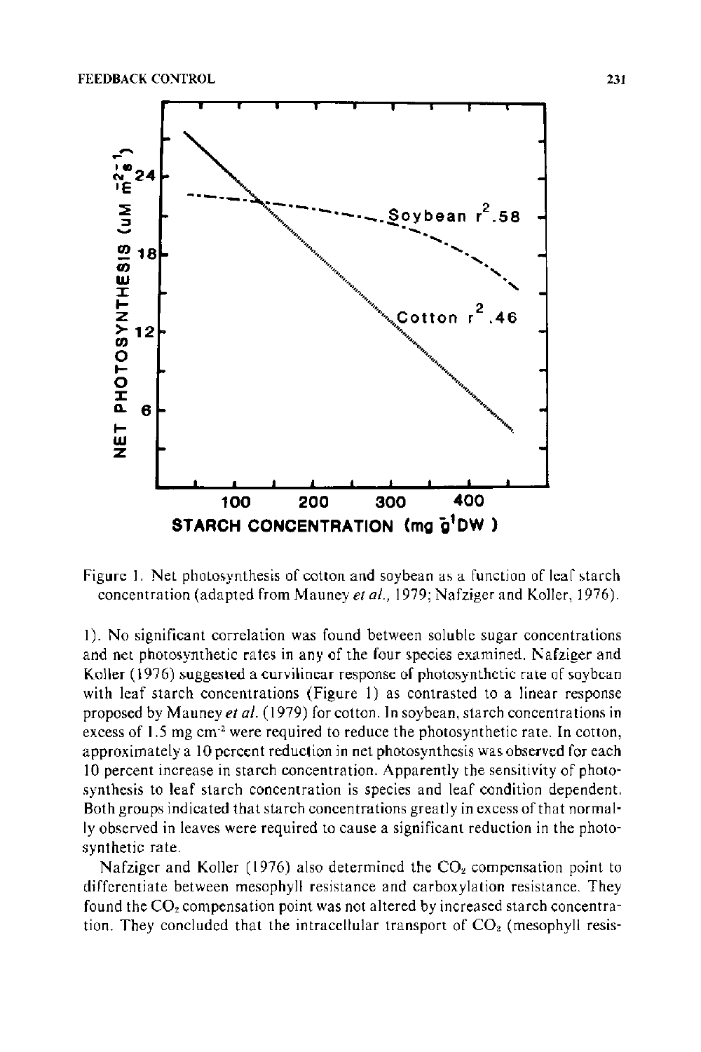Figure 1. Net photosynthesis of cotton and soybean as a function of leaf starch concentration (adapted from Mauney *et al.*, 1979; Nafziger and Koller, 1976).

1). No significant correlation was found between soluble sugar concentrations and net photosynthetic rates in any of the four species examined. Nafziger and Koller (1976) suggested a curvilinear response of photosynthetic rate of soybean with leaf starch concentrations (Figure 1) as contrasted to a linear response proposed by Mauney *et al.* (1979) for cotton. In soybean, starch concentrations in excess of 1.5 mg $cm^{-2}$ were required to reduce the photosynthetic rate. In cotton, approximately a 10 percent reduction in net photosynthesis was observed for each 10 percent increase in starch concentration. Apparently the sensitivity of photosynthesis to leaf starch concentration is species and leaf condition dependent. Both groups indicated that starch concentrations greatly in excess of that normally observed in leaves were required to cause a significant reduction in the photosynthetic rate.

Nafziger and Koller (1976) also determined the $CO_2$ compensation point to differentiate between mesophyll resistance and carboxylation resistance. They found the $CO_2$ compensation point was not altered by increased starch concentration. They concluded that the intracellular transport of $CO_2$ (mesophyll resis-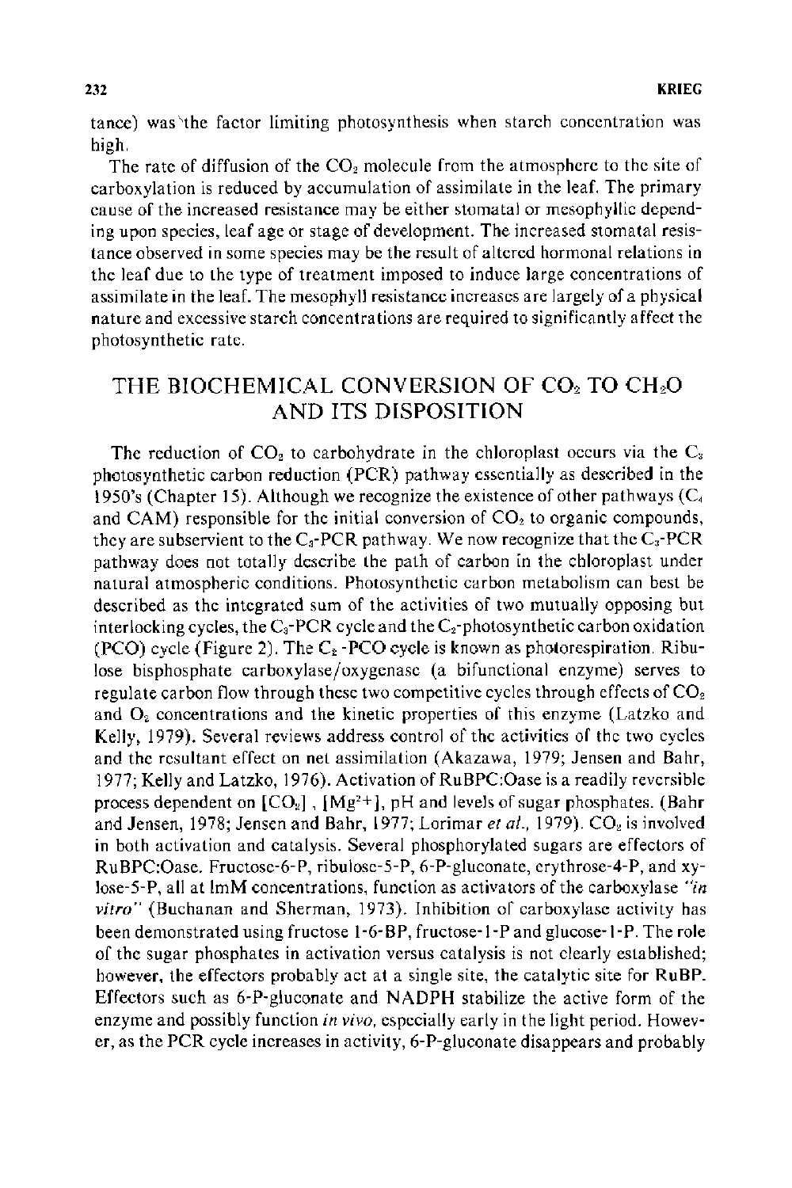tance) was the factor limiting photosynthesis when starch concentration was high.

The rate of diffusion of the $CO_2$ molecule from the atmosphere to the site of carboxylation is reduced by accumulation of assimilate in the leaf. The primary cause of the increased resistance may be either stomatal or mesophyllic depending upon species, leaf age or stage of development. The increased stomatal resistance observed in some species may be the result of altered hormonal relations in the leaf due to the type of treatment imposed to induce large concentrations of assimilate in the leaf. The mesophyll resistance increases are largely of a physical nature and excessive starch concentrations are required to significantly affect the photosynthetic rate.

## THE BIOCHEMICAL CONVERSION OF $CO_2$ TO $CH_2O$ AND ITS DISPOSITION

The reduction of $CO_2$ to carbohydrate in the chloroplast occurs via the $C_3$ photosynthetic carbon reduction (PCR) pathway essentially as described in the 1950's (Chapter 15). Although we recognize the existence of other pathways ($C_4$ and CAM) responsible for the initial conversion of $CO_2$ to organic compounds, they are subservient to the $C_3$-PCR pathway. We now recognize that the $C_3$-PCR pathway does not totally describe the path of carbon in the chloroplast under natural atmospheric conditions. Photosynthetic carbon metabolism can best be described as the integrated sum of the activities of two mutually opposing but interlocking cycles, the $C_3$-PCR cycle and the $C_2$-photosynthetic carbon oxidation (PCO) cycle (Figure 2). The $C_2$-PCO cycle is known as photorespiration. Ribulose bisphosphate carboxylase/oxygenase (a bifunctional enzyme) serves to regulate carbon flow through these two competitive cycles through effects of $CO_2$ and $O_2$ concentrations and the kinetic properties of this enzyme (Latzko and Kelly, 1979). Several reviews address control of the activities of the two cycles and the resultant effect on net assimilation (Akazawa, 1979; Jensen and Bahr, 1977; Kelly and Latzko, 1976). Activation of RuBPC:Oase is a readily reversible process dependent on $[CO_2]$, $[Mg^{2+}]$, pH and levels of sugar phosphates. (Bahr and Jensen, 1978; Jensen and Bahr, 1977; Lorimar *et al.*, 1979). $CO_2$ is involved in both activation and catalysis. Several phosphorylated sugars are effectors of RuBPC:Oase. Fructose-6-P, ribulose-5-P, 6-P-gluconate, erythrose-4-P, and xylose-5-P, all at lmM concentrations, function as activators of the carboxylase *"in vitro"* (Buchanan and Sherman, 1973). Inhibition of carboxylase activity has been demonstrated using fructose 1-6-BP, fructose-1-P and glucose-1-P. The role of the sugar phosphates in activation versus catalysis is not clearly established; however, the effectors probably act at a single site, the catalytic site for RuBP. Effectors such as 6-P-gluconate and NADPH stabilize the active form of the enzyme and possibly function *in vivo*, especially early in the light period. However, as the PCR cycle increases in activity, 6-P-gluconate disappears and probably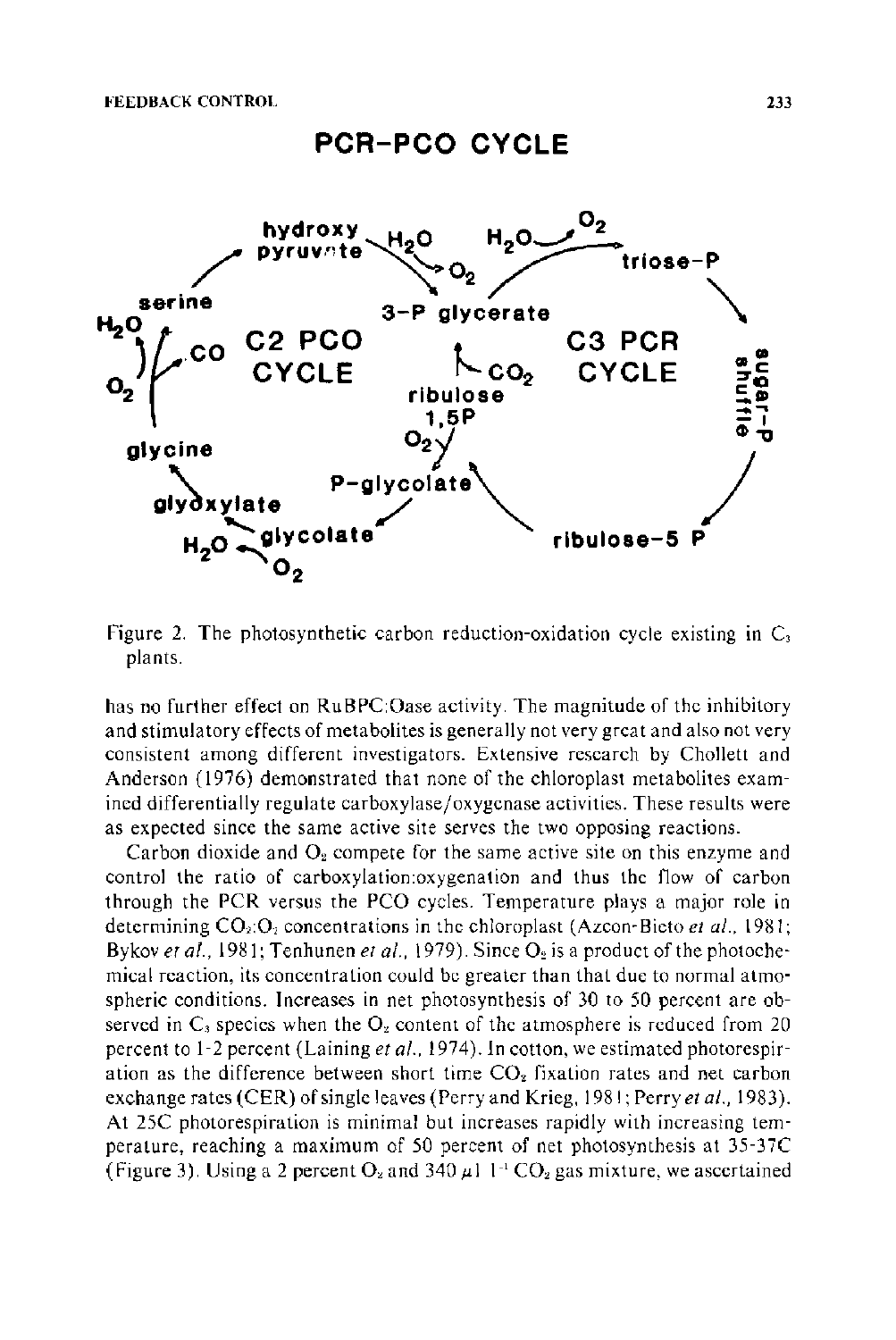## PCR-PCO CYCLE

Figure 2. The photosynthetic carbon reduction-oxidation cycle existing in $C_3$ plants.

has no further effect on RuBPC:Oase activity. The magnitude of the inhibitory and stimulatory effects of metabolites is generally not very great and also not very consistent among different investigators. Extensive research by Chollett and Anderson (1976) demonstrated that none of the chloroplast metabolites examined differentially regulate carboxylase/oxygenase activities. These results were as expected since the same active site serves the two opposing reactions.

Carbon dioxide and $O_2$ compete for the same active site on this enzyme and control the ratio of carboxylation:oxygenation and thus the flow of carbon through the PCR versus the PCO cycles. Temperature plays a major role in determining $CO_2$:$O_2$ concentrations in the chloroplast (Azcon-Bieto *et al.*, 1981; Bykov *et al.*, 1981; Tenhunen *et al.*, 1979). Since $O_2$ is a product of the photochemical reaction, its concentration could be greater than that due to normal atmospheric conditions. Increases in net photosynthesis of 30 to 50 percent are observed in $C_3$ species when the $O_2$ content of the atmosphere is reduced from 20 percent to 1-2 percent (Laining *et al.*, 1974). In cotton, we estimated photorespiration as the difference between short time $CO_2$ fixation rates and net carbon exchange rates (CER) of single leaves (Perry and Krieg, 1981; Perry *et al.*, 1983). At 25C photorespiration is minimal but increases rapidly with increasing temperature, reaching a maximum of 50 percent of net photosynthesis at 35-37C (Figure 3). Using a 2 percent $O_2$ and 340 $\mu l\ l^{-1}$ $CO_2$ gas mixture, we ascertained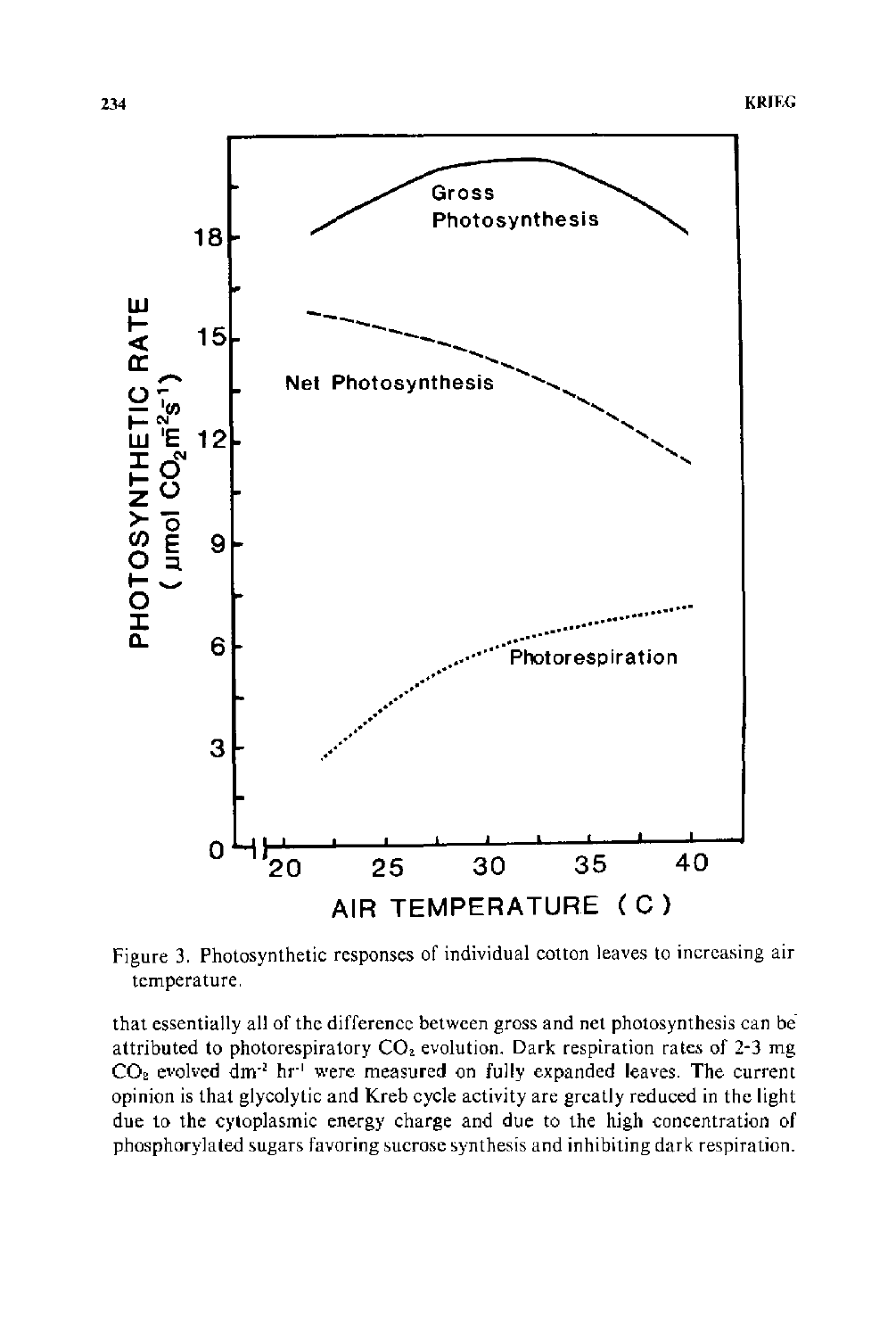Figure 3. Photosynthetic responses of individual cotton leaves to increasing air temperature.

that essentially all of the difference between gross and net photosynthesis can be attributed to photorespiratory $CO_2$ evolution. Dark respiration rates of 2-3 mg $CO_2$ evolved $dm^{-2}$ $hr^{-1}$ were measured on fully expanded leaves. The current opinion is that glycolytic and Kreb cycle activity are greatly reduced in the light due to the cytoplasmic energy charge and due to the high concentration of phosphorylated sugars favoring sucrose synthesis and inhibiting dark respiration.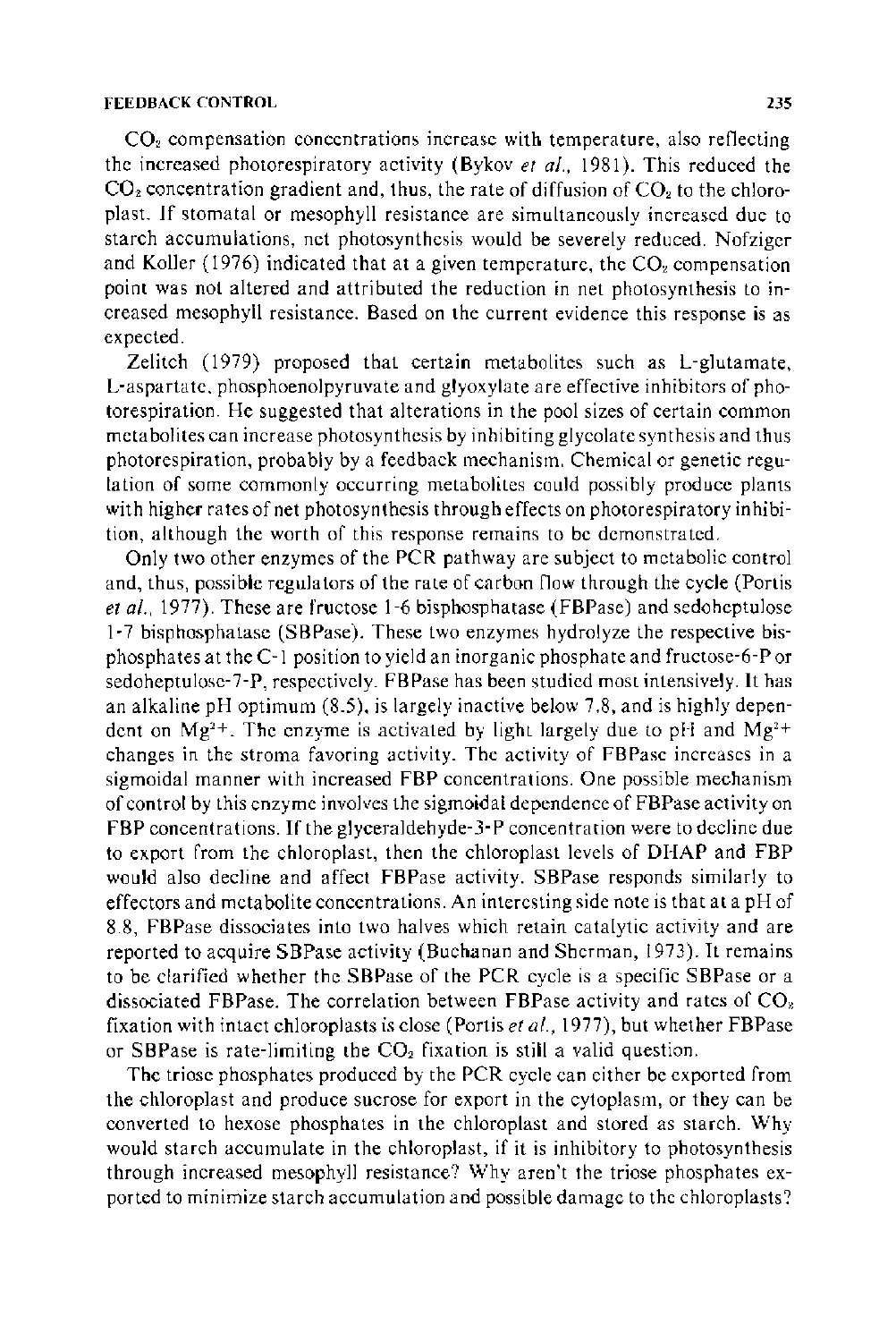$CO_2$ compensation concentrations increase with temperature, also reflecting the increased photorespiratory activity (Bykov *et al.*, 1981). This reduced the $CO_2$ concentration gradient and, thus, the rate of diffusion of $CO_2$ to the chloroplast. If stomatal or mesophyll resistance are simultaneously increased due to starch accumulations, net photosynthesis would be severely reduced. Nofziger and Koller (1976) indicated that at a given temperature, the $CO_2$ compensation point was not altered and attributed the reduction in net photosynthesis to increased mesophyll resistance. Based on the current evidence this response is as expected.

Zelitch (1979) proposed that certain metabolites such as L-glutamate, L-aspartate, phosphoenolpyruvate and glyoxylate are effective inhibitors of photorespiration. He suggested that alterations in the pool sizes of certain common metabolites can increase photosynthesis by inhibiting glycolate synthesis and thus photorespiration, probably by a feedback mechanism. Chemical or genetic regulation of some commonly occurring metabolites could possibly produce plants with higher rates of net photosynthesis through effects on photorespiratory inhibition, although the worth of this response remains to be demonstrated.

Only two other enzymes of the PCR pathway are subject to metabolic control and, thus, possible regulators of the rate of carbon flow through the cycle (Portis *et al.*, 1977). These are fructose 1-6 bisphosphatase (FBPase) and sedoheptulose 1-7 bisphosphatase (SBPase). These two enzymes hydrolyze the respective bisphosphates at the C-1 position to yield an inorganic phosphate and fructose-6-P or sedoheptulose-7-P, respectively. FBPase has been studied most intensively. It has an alkaline pH optimum (8.5), is largely inactive below 7.8, and is highly dependent on $Mg^{2+}$. The enzyme is activated by light largely due to pH and $Mg^{2+}$ changes in the stroma favoring activity. The activity of FBPase increases in a sigmoidal manner with increased FBP concentrations. One possible mechanism of control by this enzyme involves the sigmoidal dependence of FBPase activity on FBP concentrations. If the glyceraldehyde-3-P concentration were to decline due to export from the chloroplast, then the chloroplast levels of DHAP and FBP would also decline and affect FBPase activity. SBPase responds similarly to effectors and metabolite concentrations. An interesting side note is that at a pH of 8.8, FBPase dissociates into two halves which retain catalytic activity and are reported to acquire SBPase activity (Buchanan and Sherman, 1973). It remains to be clarified whether the SBPase of the PCR cycle is a specific SBPase or a dissociated FBPase. The correlation between FBPase activity and rates of $CO_2$ fixation with intact chloroplasts is close (Portis *et al.*, 1977), but whether FBPase or SBPase is rate-limiting the $CO_2$ fixation is still a valid question.

The triose phosphates produced by the PCR cycle can either be exported from the chloroplast and produce sucrose for export in the cytoplasm, or they can be converted to hexose phosphates in the chloroplast and stored as starch. Why would starch accumulate in the chloroplast, if it is inhibitory to photosynthesis through increased mesophyll resistance? Why aren't the triose phosphates exported to minimize starch accumulation and possible damage to the chloroplasts?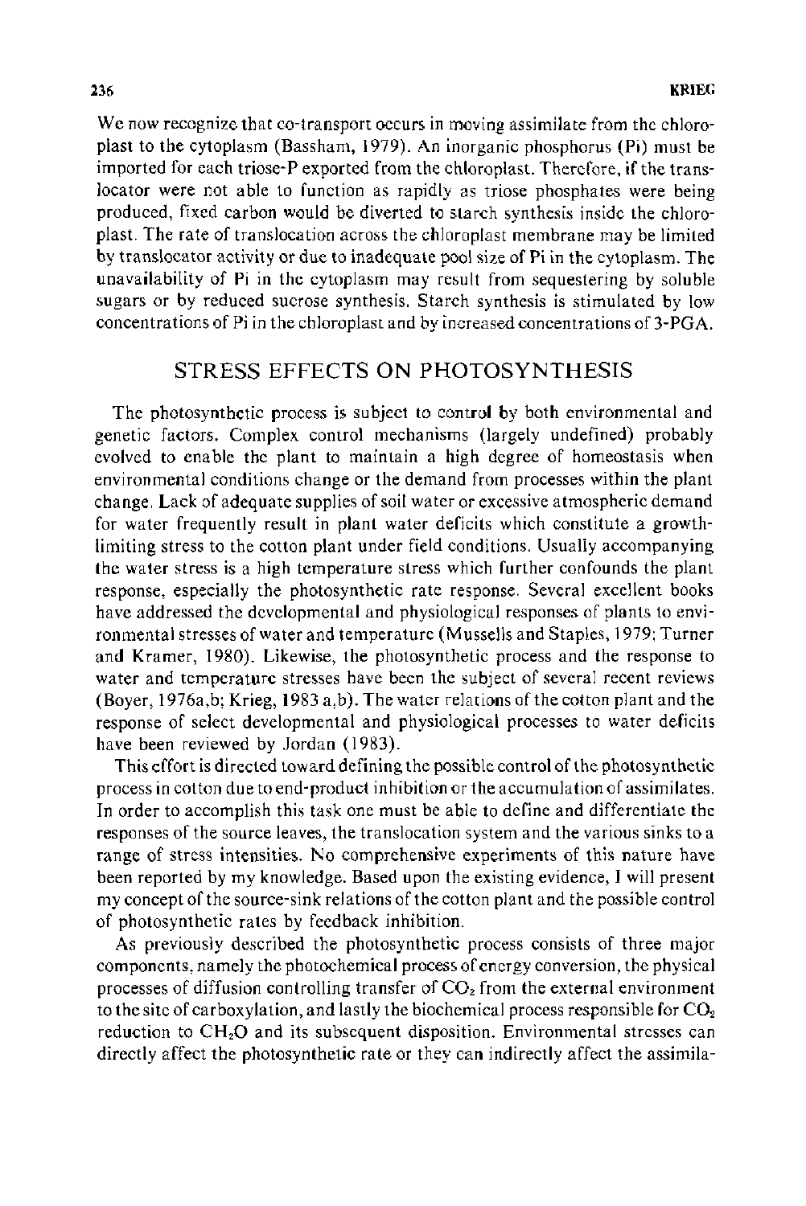We now recognize that co-transport occurs in moving assimilate from the chloroplast to the cytoplasm (Bassham, 1979). An inorganic phosphorus (Pi) must be imported for each triose-P exported from the chloroplast. Therefore, if the translocator were not able to function as rapidly as triose phosphates were being produced, fixed carbon would be diverted to starch synthesis inside the chloroplast. The rate of translocation across the chloroplast membrane may be limited by translocator activity or due to inadequate pool size of Pi in the cytoplasm. The unavailability of Pi in the cytoplasm may result from sequestering by soluble sugars or by reduced sucrose synthesis. Starch synthesis is stimulated by low concentrations of Pi in the chloroplast and by increased concentrations of 3-PGA.

## STRESS EFFECTS ON PHOTOSYNTHESIS

The photosynthetic process is subject to control by both environmental and genetic factors. Complex control mechanisms (largely undefined) probably evolved to enable the plant to maintain a high degree of homeostasis when environmental conditions change or the demand from processes within the plant change. Lack of adequate supplies of soil water or excessive atmospheric demand for water frequently result in plant water deficits which constitute a growth-limiting stress to the cotton plant under field conditions. Usually accompanying the water stress is a high temperature stress which further confounds the plant response, especially the photosynthetic rate response. Several excellent books have addressed the developmental and physiological responses of plants to environmental stresses of water and temperature (Mussells and Staples, 1979; Turner and Kramer, 1980). Likewise, the photosynthetic process and the response to water and temperature stresses have been the subject of several recent reviews (Boyer, 1976a,b; Krieg, 1983 a,b). The water relations of the cotton plant and the response of select developmental and physiological processes to water deficits have been reviewed by Jordan (1983).

This effort is directed toward defining the possible control of the photosynthetic process in cotton due to end-product inhibition or the accumulation of assimilates. In order to accomplish this task one must be able to define and differentiate the responses of the source leaves, the translocation system and the various sinks to a range of stress intensities. No comprehensive experiments of this nature have been reported by my knowledge. Based upon the existing evidence, I will present my concept of the source-sink relations of the cotton plant and the possible control of photosynthetic rates by feedback inhibition.

As previously described the photosynthetic process consists of three major components, namely the photochemical process of energy conversion, the physical processes of diffusion controlling transfer of $CO_2$ from the external environment to the site of carboxylation, and lastly the biochemical process responsible for $CO_2$ reduction to $CH_2O$ and its subsequent disposition. Environmental stresses can directly affect the photosynthetic rate or they can indirectly affect the assimila-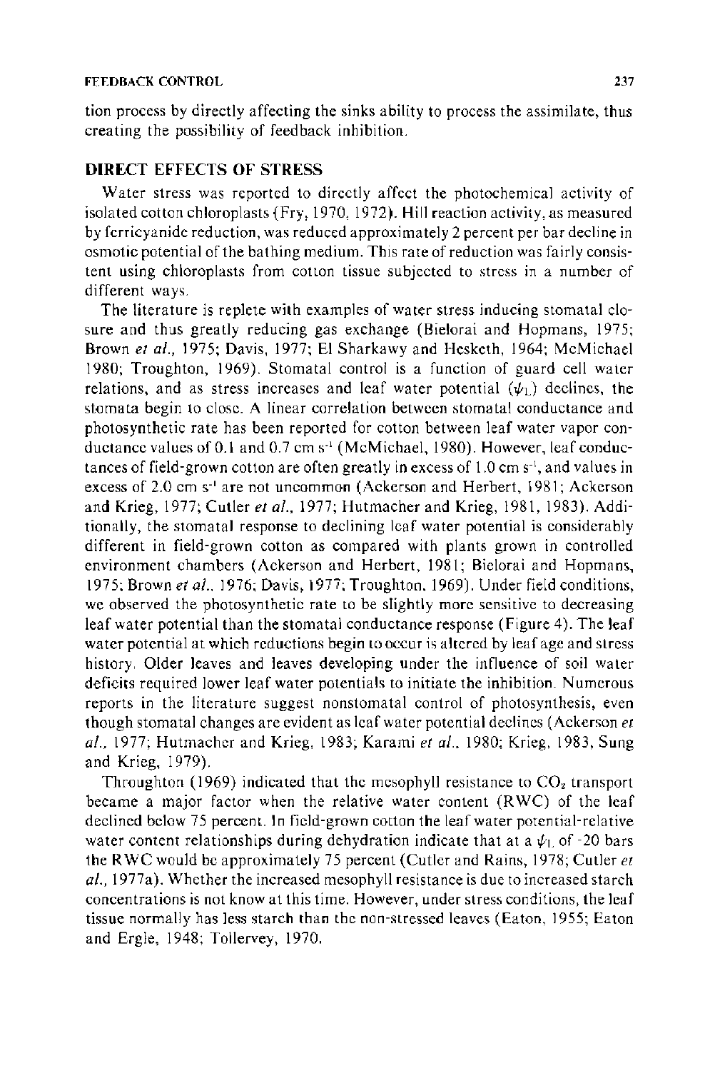tion process by directly affecting the sinks ability to process the assimilate, thus creating the possibility of feedback inhibition.

## DIRECT EFFECTS OF STRESS

Water stress was reported to directly affect the photochemical activity of isolated cotton chloroplasts (Fry, 1970, 1972). Hill reaction activity, as measured by ferricyanide reduction, was reduced approximately 2 percent per bar decline in osmotic potential of the bathing medium. This rate of reduction was fairly consistent using chloroplasts from cotton tissue subjected to stress in a number of different ways.

The literature is replete with examples of water stress inducing stomatal closure and thus greatly reducing gas exchange (Bielorai and Hopmans, 1975; Brown *et al.*, 1975; Davis, 1977; El Sharkawy and Hesketh, 1964; McMichael 1980; Troughton, 1969). Stomatal control is a function of guard cell water relations, and as stress increases and leaf water potential ($\psi_L$) declines, the stomata begin to close. A linear correlation between stomatal conductance and photosynthetic rate has been reported for cotton between leaf water vapor conductance values of 0.1 and 0.7 cm s$^{-1}$ (McMichael, 1980). However, leaf conductances of field-grown cotton are often greatly in excess of 1.0 cm s$^{-1}$, and values in excess of 2.0 cm s$^{-1}$ are not uncommon (Ackerson and Herbert, 1981; Ackerson and Krieg, 1977; Cutler *et al.*, 1977; Hutmacher and Krieg, 1981, 1983). Additionally, the stomatal response to declining leaf water potential is considerably different in field-grown cotton as compared with plants grown in controlled environment chambers (Ackerson and Herbert, 1981; Bielorai and Hopmans, 1975; Brown *et al.*, 1976; Davis, 1977; Troughton, 1969). Under field conditions, we observed the photosynthetic rate to be slightly more sensitive to decreasing leaf water potential than the stomatal conductance response (Figure 4). The leaf water potential at which reductions begin to occur is altered by leaf age and stress history. Older leaves and leaves developing under the influence of soil water deficits required lower leaf water potentials to initiate the inhibition. Numerous reports in the literature suggest nonstomatal control of photosynthesis, even though stomatal changes are evident as leaf water potential declines (Ackerson *et al.*, 1977; Hutmacher and Krieg, 1983; Karami *et al.*, 1980; Krieg, 1983, Sung and Krieg, 1979).

Throughton (1969) indicated that the mesophyll resistance to $CO_2$ transport became a major factor when the relative water content (RWC) of the leaf declined below 75 percent. In field-grown cotton the leaf water potential-relative water content relationships during dehydration indicate that at a $\psi_L$ of -20 bars the RWC would be approximately 75 percent (Cutler and Rains, 1978; Cutler *et al.*, 1977a). Whether the increased mesophyll resistance is due to increased starch concentrations is not know at this time. However, under stress conditions, the leaf tissue normally has less starch than the non-stressed leaves (Eaton, 1955; Eaton and Ergle, 1948; Tollervey, 1970.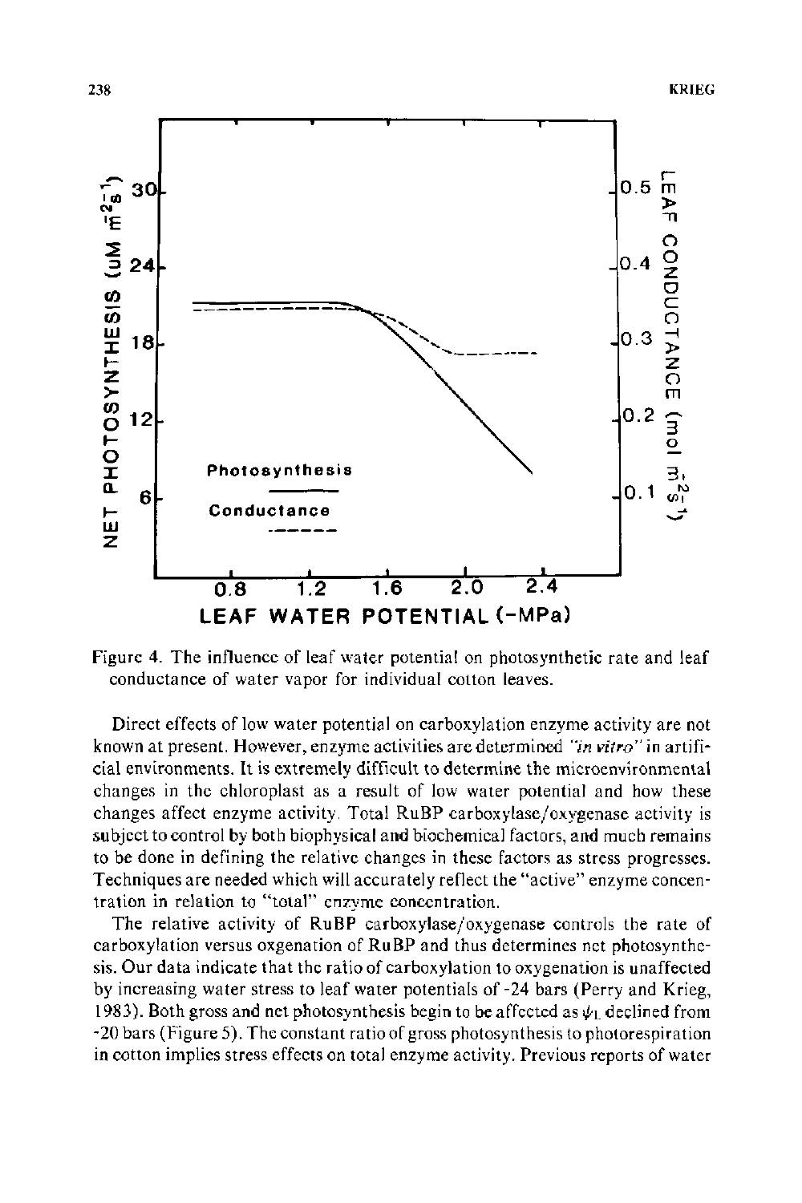Figure 4. The influence of leaf water potential on photosynthetic rate and leaf conductance of water vapor for individual cotton leaves.

Direct effects of low water potential on carboxylation enzyme activity are not known at present. However, enzyme activities are determined *"in vitro"* in artificial environments. It is extremely difficult to determine the microenvironmental changes in the chloroplast as a result of low water potential and how these changes affect enzyme activity. Total RuBP carboxylase/oxygenase activity is subject to control by both biophysical and biochemical factors, and much remains to be done in defining the relative changes in these factors as stress progresses. Techniques are needed which will accurately reflect the "active" enzyme concentration in relation to "total" enzyme concentration.

The relative activity of RuBP carboxylase/oxygenase controls the rate of carboxylation versus oxgenation of RuBP and thus determines net photosynthesis. Our data indicate that the ratio of carboxylation to oxygenation is unaffected by increasing water stress to leaf water potentials of -24 bars (Perry and Krieg, 1983). Both gross and net photosynthesis begin to be affected as $\psi_L$ declined from -20 bars (Figure 5). The constant ratio of gross photosynthesis to photorespiration in cotton implies stress effects on total enzyme activity. Previous reports of water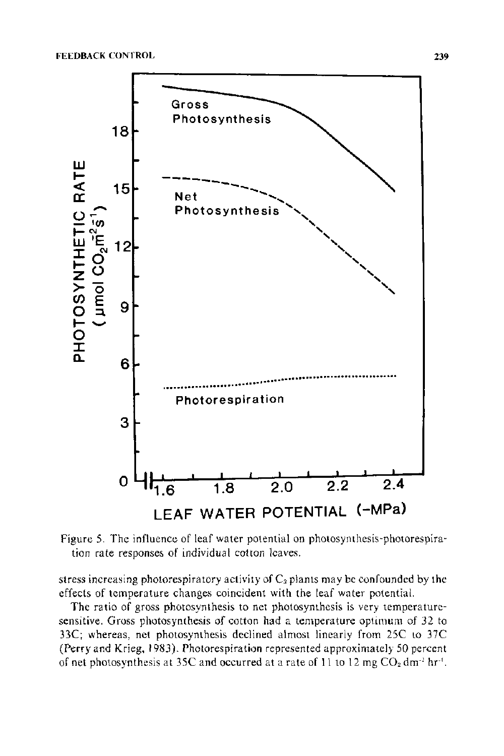Figure 5. The influence of leaf water potential on photosynthesis-photorespiration rate responses of individual cotton leaves.

stress increasing photorespiratory activity of $C_3$ plants may be confounded by the effects of temperature changes coincident with the leaf water potential.

The ratio of gross photosynthesis to net photosynthesis is very temperature-sensitive. Gross photosynthesis of cotton had a temperature optimum of 32 to 33C; whereas, net photosynthesis declined almost linearly from 25C to 37C (Perry and Krieg, 1983). Photorespiration represented approximately 50 percent of net photosynthesis at 35C and occurred at a rate of 11 to 12 mg $CO_2$ $dm^{-2}$ $hr^{-1}$.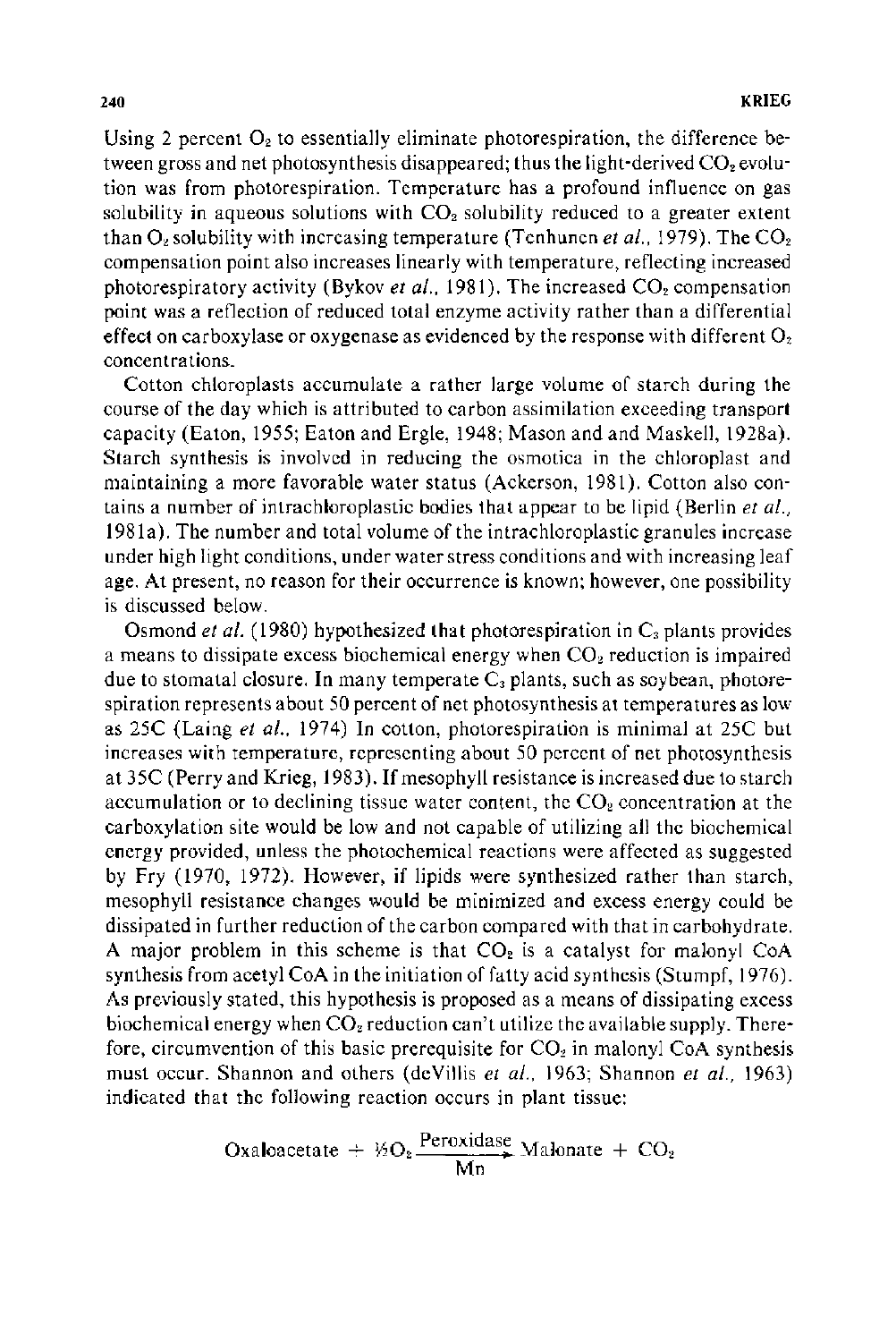Using 2 percent $O_2$ to essentially eliminate photorespiration, the difference between gross and net photosynthesis disappeared; thus the light-derived $CO_2$ evolution was from photorespiration. Temperature has a profound influence on gas solubility in aqueous solutions with $CO_2$ solubility reduced to a greater extent than $O_2$ solubility with increasing temperature (Tenhunen *et al.*, 1979). The $CO_2$ compensation point also increases linearly with temperature, reflecting increased photorespiratory activity (Bykov *et al.*, 1981). The increased $CO_2$ compensation point was a reflection of reduced total enzyme activity rather than a differential effect on carboxylase or oxygenase as evidenced by the response with different $O_2$ concentrations.

Cotton chloroplasts accumulate a rather large volume of starch during the course of the day which is attributed to carbon assimilation exceeding transport capacity (Eaton, 1955; Eaton and Ergle, 1948; Mason and and Maskell, 1928a). Starch synthesis is involved in reducing the osmotica in the chloroplast and maintaining a more favorable water status (Ackerson, 1981). Cotton also contains a number of intrachloroplastic bodies that appear to be lipid (Berlin *et al.*, 1981a). The number and total volume of the intrachloroplastic granules increase under high light conditions, under water stress conditions and with increasing leaf age. At present, no reason for their occurrence is known; however, one possibility is discussed below.

Osmond *et al.* (1980) hypothesized that photorespiration in $C_3$ plants provides a means to dissipate excess biochemical energy when $CO_2$ reduction is impaired due to stomatal closure. In many temperate $C_3$ plants, such as soybean, photorespiration represents about 50 percent of net photosynthesis at temperatures as low as 25C (Laing *et al.*, 1974) In cotton, photorespiration is minimal at 25C but increases with temperature, representing about 50 percent of net photosynthesis at 35C (Perry and Krieg, 1983). If mesophyll resistance is increased due to starch accumulation or to declining tissue water content, the $CO_2$ concentration at the carboxylation site would be low and not capable of utilizing all the biochemical energy provided, unless the photochemical reactions were affected as suggested by Fry (1970, 1972). However, if lipids were synthesized rather than starch, mesophyll resistance changes would be minimized and excess energy could be dissipated in further reduction of the carbon compared with that in carbohydrate. A major problem in this scheme is that $CO_2$ is a catalyst for malonyl CoA synthesis from acetyl CoA in the initiation of fatty acid synthesis (Stumpf, 1976). As previously stated, this hypothesis is proposed as a means of dissipating excess biochemical energy when $CO_2$ reduction can't utilize the available supply. Therefore, circumvention of this basic prerequisite for $CO_2$ in malonyl CoA synthesis must occur. Shannon and others (deVillis *et al.*, 1963; Shannon *et al.*, 1963) indicated that the following reaction occurs in plant tissue:

$$\text{Oxaloacetate} + \tfrac{1}{2}O_2 \xrightarrow[\text{Mn}]{\text{Peroxidase}} \text{Malonate} + CO_2$$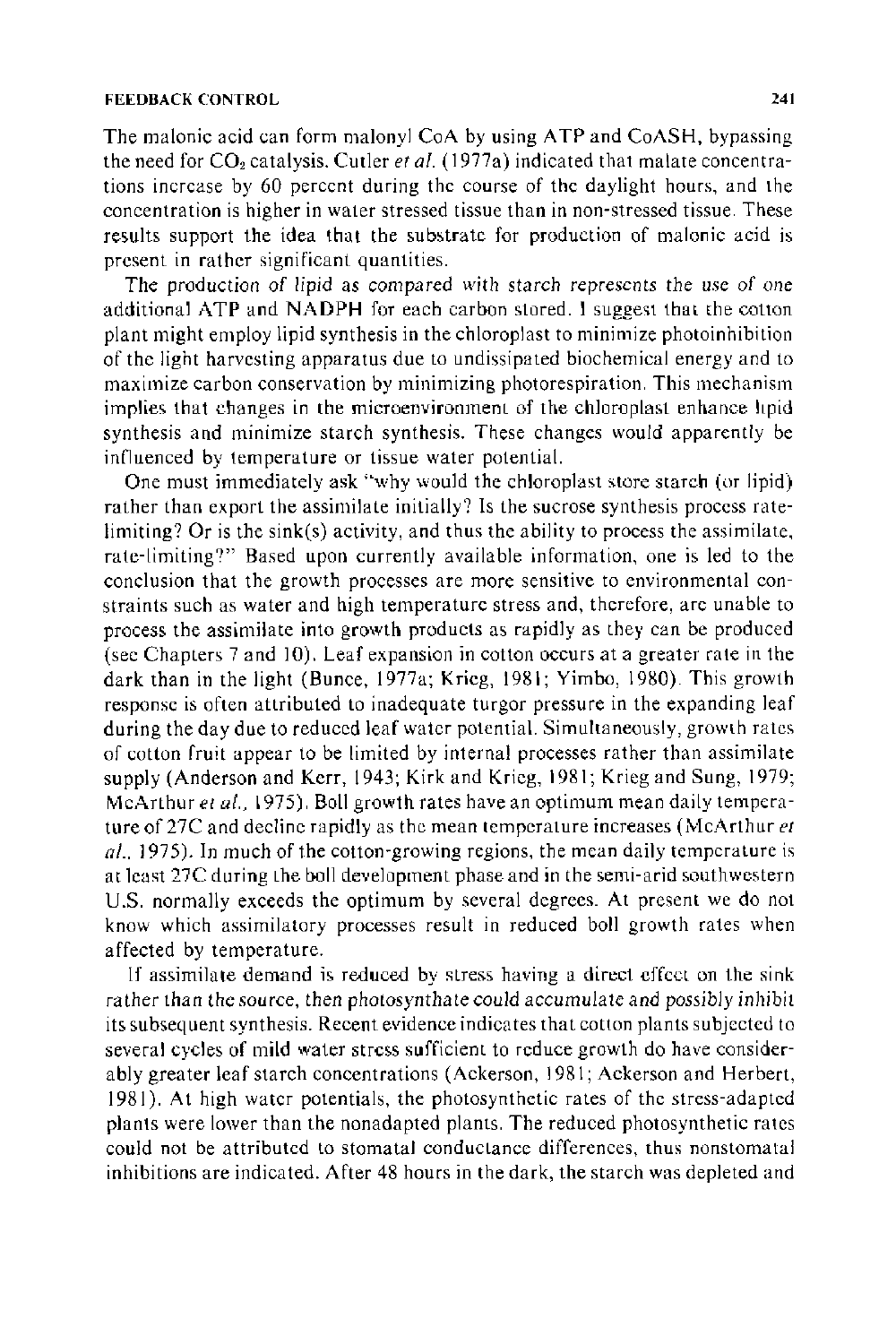The malonic acid can form malonyl CoA by using ATP and CoASH, bypassing the need for $CO_2$ catalysis. Cutler *et al.* (1977a) indicated that malate concentrations increase by 60 percent during the course of the daylight hours, and the concentration is higher in water stressed tissue than in non-stressed tissue. These results support the idea that the substrate for production of malonic acid is present in rather significant quantities.

The production of lipid as compared with starch represents the use of one additional ATP and NADPH for each carbon stored. I suggest that the cotton plant might employ lipid synthesis in the chloroplast to minimize photoinhibition of the light harvesting apparatus due to undissipated biochemical energy and to maximize carbon conservation by minimizing photorespiration. This mechanism implies that changes in the microenvironment of the chloroplast enhance lipid synthesis and minimize starch synthesis. These changes would apparently be influenced by temperature or tissue water potential.

One must immediately ask "why would the chloroplast store starch (or lipid) rather than export the assimilate initially? Is the sucrose synthesis process rate-limiting? Or is the sink(s) activity, and thus the ability to process the assimilate, rate-limiting?" Based upon currently available information, one is led to the conclusion that the growth processes are more sensitive to environmental constraints such as water and high temperature stress and, therefore, are unable to process the assimilate into growth products as rapidly as they can be produced (see Chapters 7 and 10). Leaf expansion in cotton occurs at a greater rate in the dark than in the light (Bunce, 1977a; Krieg, 1981; Yimbo, 1980). This growth response is often attributed to inadequate turgor pressure in the expanding leaf during the day due to reduced leaf water potential. Simultaneously, growth rates of cotton fruit appear to be limited by internal processes rather than assimilate supply (Anderson and Kerr, 1943; Kirk and Krieg, 1981; Krieg and Sung, 1979; McArthur *et al.*, 1975). Boll growth rates have an optimum mean daily temperature of 27C and decline rapidly as the mean temperature increases (McArthur *et al.*, 1975). In much of the cotton-growing regions, the mean daily temperature is at least 27C during the boll development phase and in the semi-arid southwestern U.S. normally exceeds the optimum by several degrees. At present we do not know which assimilatory processes result in reduced boll growth rates when affected by temperature.

If assimilate demand is reduced by stress having a direct effect on the sink rather than the source, then photosynthate could accumulate and possibly inhibit its subsequent synthesis. Recent evidence indicates that cotton plants subjected to several cycles of mild water stress sufficient to reduce growth do have considerably greater leaf starch concentrations (Ackerson, 1981; Ackerson and Herbert, 1981). At high water potentials, the photosynthetic rates of the stress-adapted plants were lower than the nonadapted plants. The reduced photosynthetic rates could not be attributed to stomatal conductance differences, thus nonstomatal inhibitions are indicated. After 48 hours in the dark, the starch was depleted and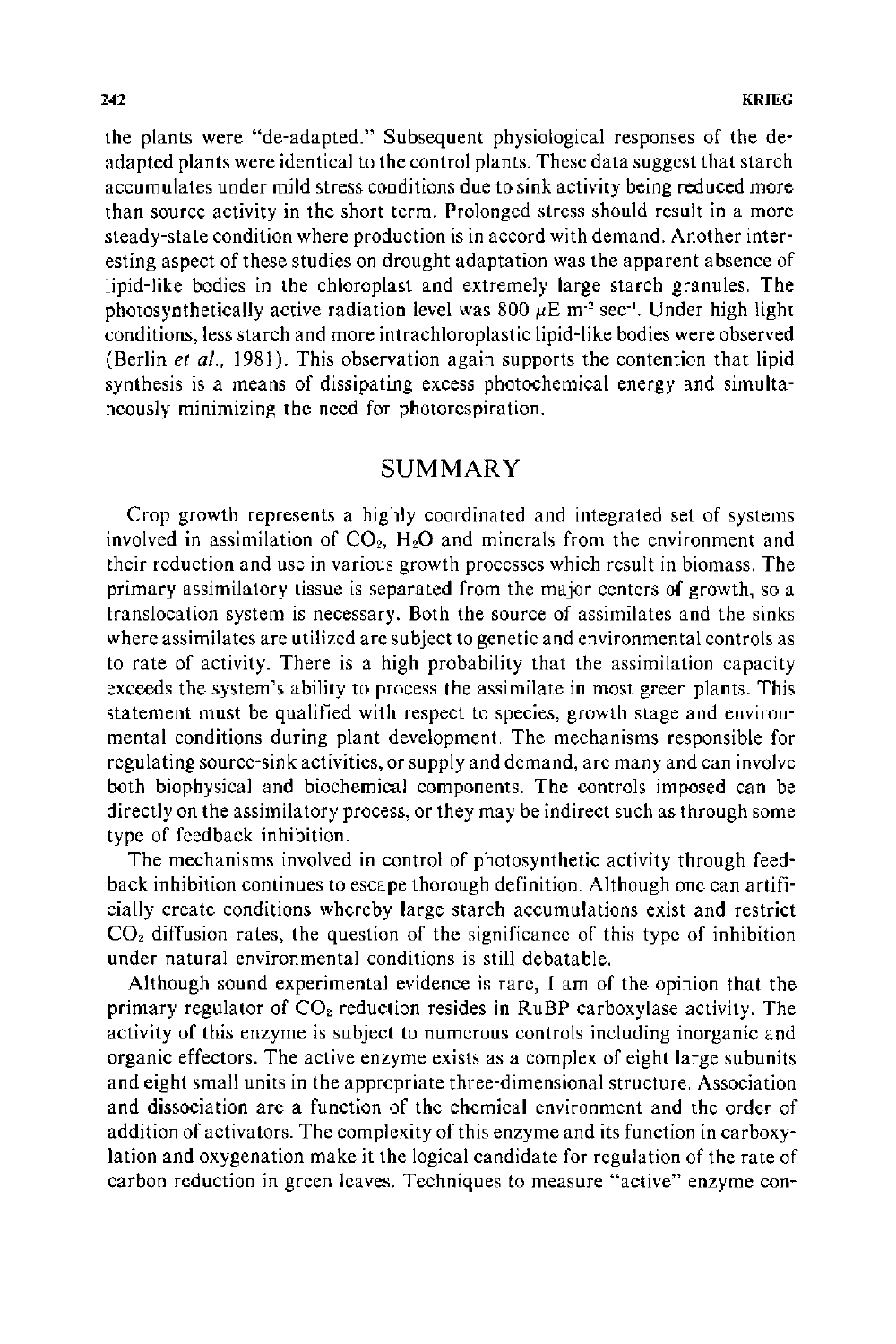the plants were "de-adapted." Subsequent physiological responses of the de-adapted plants were identical to the control plants. These data suggest that starch accumulates under mild stress conditions due to sink activity being reduced more than source activity in the short term. Prolonged stress should result in a more steady-state condition where production is in accord with demand. Another interesting aspect of these studies on drought adaptation was the apparent absence of lipid-like bodies in the chloroplast and extremely large starch granules. The photosynthetically active radiation level was 800 $\mu E\ m^{-2}\ sec^{-1}$. Under high light conditions, less starch and more intrachloroplastic lipid-like bodies were observed (Berlin *et al.*, 1981). This observation again supports the contention that lipid synthesis is a means of dissipating excess photochemical energy and simultaneously minimizing the need for photorespiration.

## SUMMARY

Crop growth represents a highly coordinated and integrated set of systems involved in assimilation of $CO_2$, $H_2O$ and minerals from the environment and their reduction and use in various growth processes which result in biomass. The primary assimilatory tissue is separated from the major centers of growth, so a translocation system is necessary. Both the source of assimilates and the sinks where assimilates are utilized are subject to genetic and environmental controls as to rate of activity. There is a high probability that the assimilation capacity exceeds the system's ability to process the assimilate in most green plants. This statement must be qualified with respect to species, growth stage and environmental conditions during plant development. The mechanisms responsible for regulating source-sink activities, or supply and demand, are many and can involve both biophysical and biochemical components. The controls imposed can be directly on the assimilatory process, or they may be indirect such as through some type of feedback inhibition.

The mechanisms involved in control of photosynthetic activity through feedback inhibition continues to escape thorough definition. Although one can artificially create conditions whereby large starch accumulations exist and restrict $CO_2$ diffusion rates, the question of the significance of this type of inhibition under natural environmental conditions is still debatable.

Although sound experimental evidence is rare, I am of the opinion that the primary regulator of $CO_2$ reduction resides in RuBP carboxylase activity. The activity of this enzyme is subject to numerous controls including inorganic and organic effectors. The active enzyme exists as a complex of eight large subunits and eight small units in the appropriate three-dimensional structure. Association and dissociation are a function of the chemical environment and the order of addition of activators. The complexity of this enzyme and its function in carboxylation and oxygenation make it the logical candidate for regulation of the rate of carbon reduction in green leaves. Techniques to measure "active" enzyme con-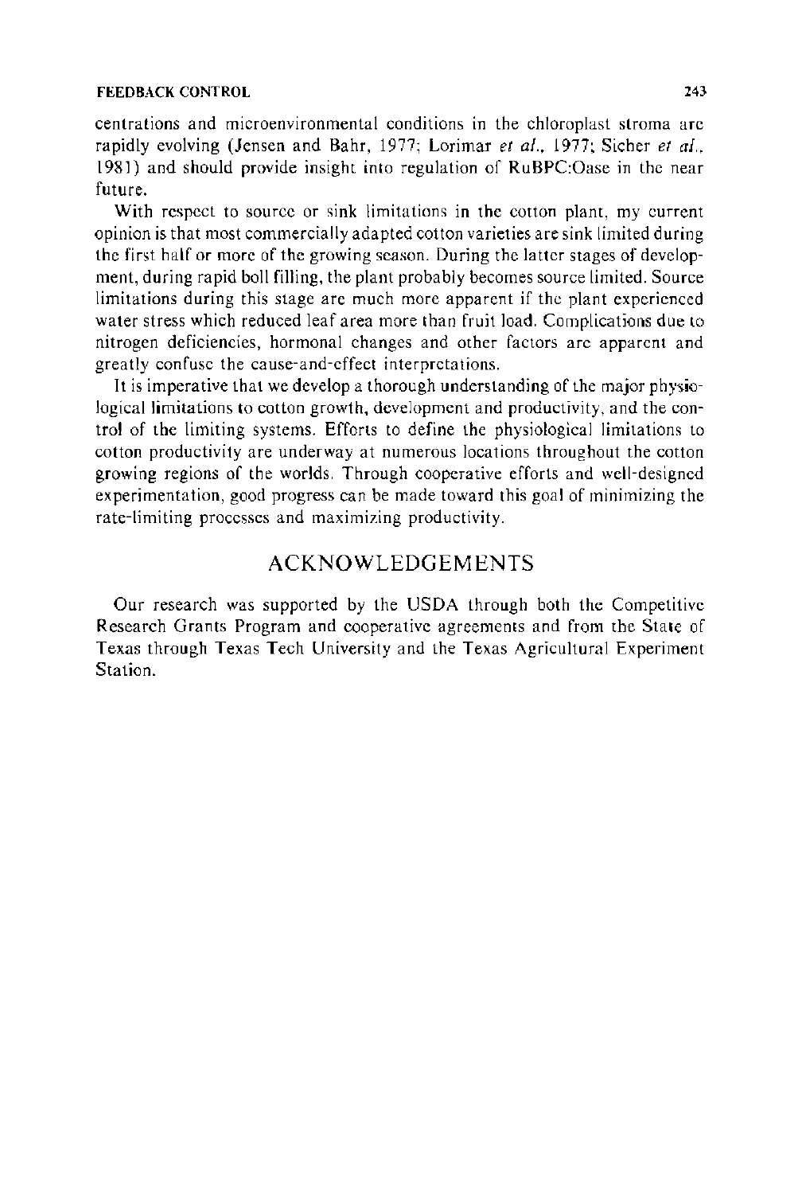centrations and microenvironmental conditions in the chloroplast stroma are rapidly evolving (Jensen and Bahr, 1977; Lorimar *et al.*, 1977; Sicher *et al.*, 1981) and should provide insight into regulation of RuBPC:Oase in the near future.

With respect to source or sink limitations in the cotton plant, my current opinion is that most commercially adapted cotton varieties are sink limited during the first half or more of the growing season. During the latter stages of development, during rapid boll filling, the plant probably becomes source limited. Source limitations during this stage are much more apparent if the plant experienced water stress which reduced leaf area more than fruit load. Complications due to nitrogen deficiencies, hormonal changes and other factors are apparent and greatly confuse the cause-and-effect interpretations.

It is imperative that we develop a thorough understanding of the major physiological limitations to cotton growth, development and productivity, and the control of the limiting systems. Efforts to define the physiological limitations to cotton productivity are underway at numerous locations throughout the cotton growing regions of the worlds. Through cooperative efforts and well-designed experimentation, good progress can be made toward this goal of minimizing the rate-limiting processes and maximizing productivity.

## ACKNOWLEDGEMENTS

Our research was supported by the USDA through both the Competitive Research Grants Program and cooperative agreements and from the State of Texas through Texas Tech University and the Texas Agricultural Experiment Station.